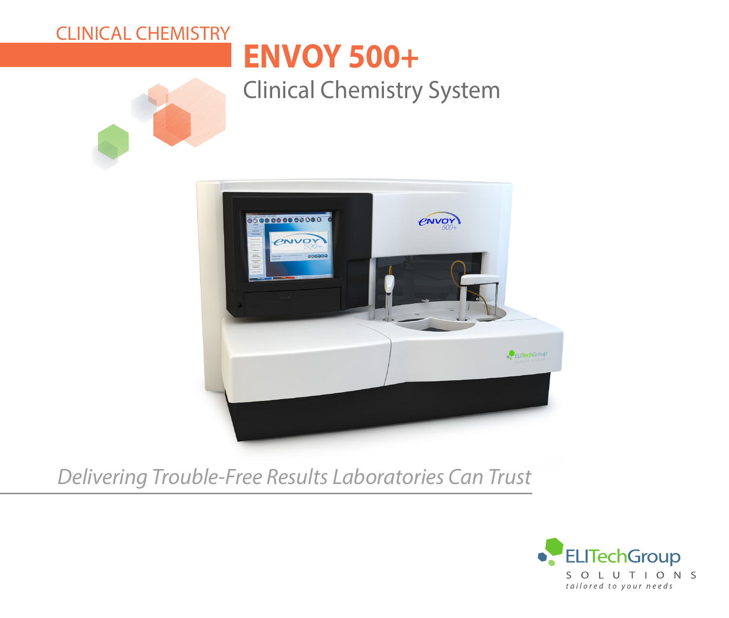CLINICAL CHEMISTRY

# ENVOY 500+

## Clinical Chemistry System

*Delivering Trouble-Free Results Laboratories Can Trust*

ELITechGroup
SOLUTIONS
*tailored to your needs*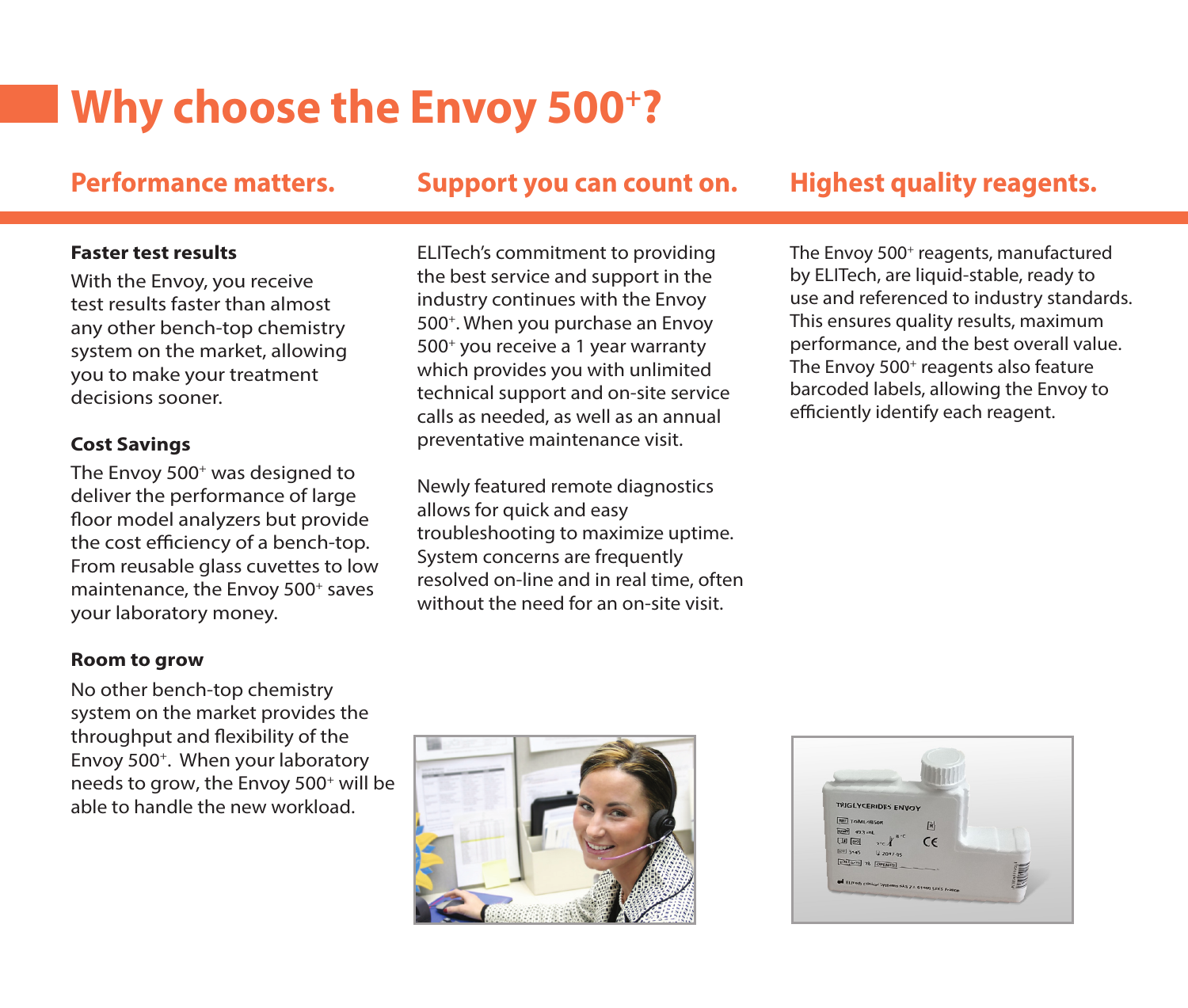# Why choose the Envoy 500+?

## Performance matters.

### Faster test results

With the Envoy, you receive test results faster than almost any other bench-top chemistry system on the market, allowing you to make your treatment decisions sooner.

### Cost Savings

The Envoy 500+ was designed to deliver the performance of large floor model analyzers but provide the cost efficiency of a bench-top. From reusable glass cuvettes to low maintenance, the Envoy 500+ saves your laboratory money.

### Room to grow

No other bench-top chemistry system on the market provides the throughput and flexibility of the Envoy 500+. When your laboratory needs to grow, the Envoy 500+ will be able to handle the new workload.

## Support you can count on.

ELITech's commitment to providing the best service and support in the industry continues with the Envoy 500+. When you purchase an Envoy 500+ you receive a 1 year warranty which provides you with unlimited technical support and on-site service calls as needed, as well as an annual preventative maintenance visit.

Newly featured remote diagnostics allows for quick and easy troubleshooting to maximize uptime. System concerns are frequently resolved on-line and in real time, often without the need for an on-site visit.

## Highest quality reagents.

The Envoy 500+ reagents, manufactured by ELITech, are liquid-stable, ready to use and referenced to industry standards. This ensures quality results, maximum performance, and the best overall value. The Envoy 500+ reagents also feature barcoded labels, allowing the Envoy to efficiently identify each reagent.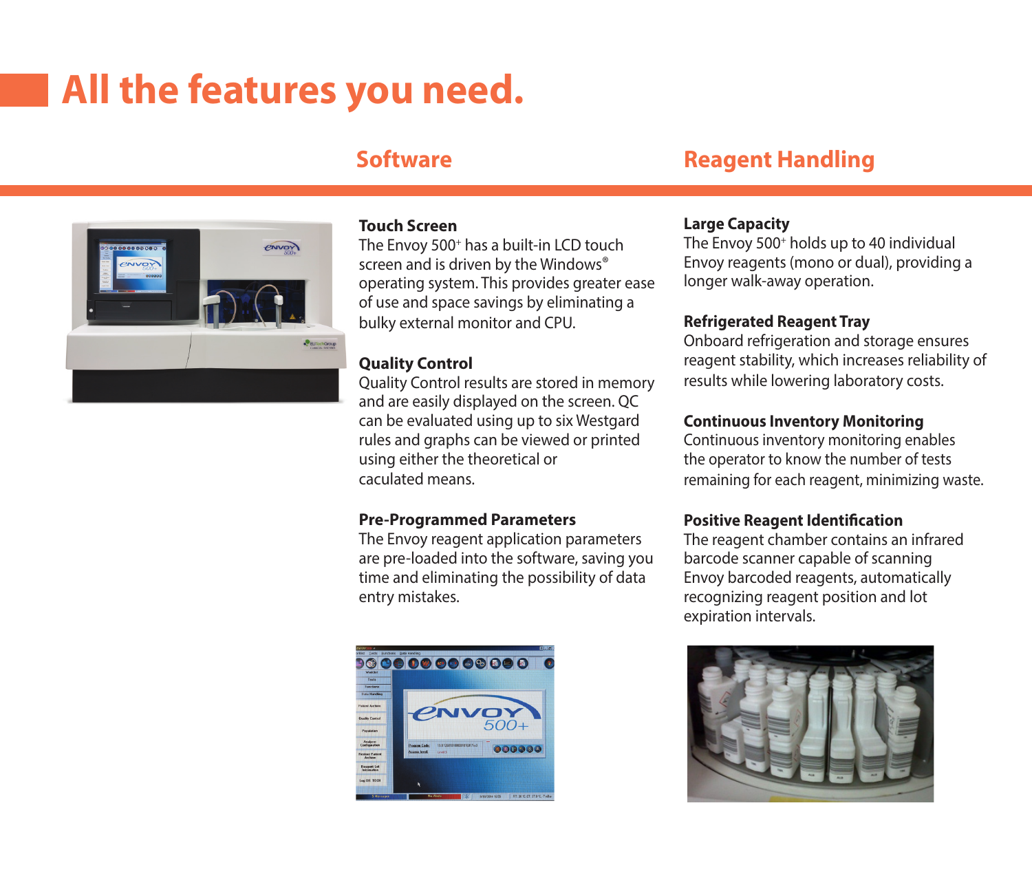# All the features you need.

## Software

### Touch Screen

The Envoy 500+ has a built-in LCD touch screen and is driven by the Windows® operating system. This provides greater ease of use and space savings by eliminating a bulky external monitor and CPU.

### Quality Control

Quality Control results are stored in memory and are easily displayed on the screen. QC can be evaluated using up to six Westgard rules and graphs can be viewed or printed using either the theoretical or caculated means.

### Pre-Programmed Parameters

The Envoy reagent application parameters are pre-loaded into the software, saving you time and eliminating the possibility of data entry mistakes.

## Reagent Handling

### Large Capacity

The Envoy 500+ holds up to 40 individual Envoy reagents (mono or dual), providing a longer walk-away operation.

### Refrigerated Reagent Tray

Onboard refrigeration and storage ensures reagent stability, which increases reliability of results while lowering laboratory costs.

### Continuous Inventory Monitoring

Continuous inventory monitoring enables the operator to know the number of tests remaining for each reagent, minimizing waste.

### Positive Reagent Identification

The reagent chamber contains an infrared barcode scanner capable of scanning Envoy barcoded reagents, automatically recognizing reagent position and lot expiration intervals.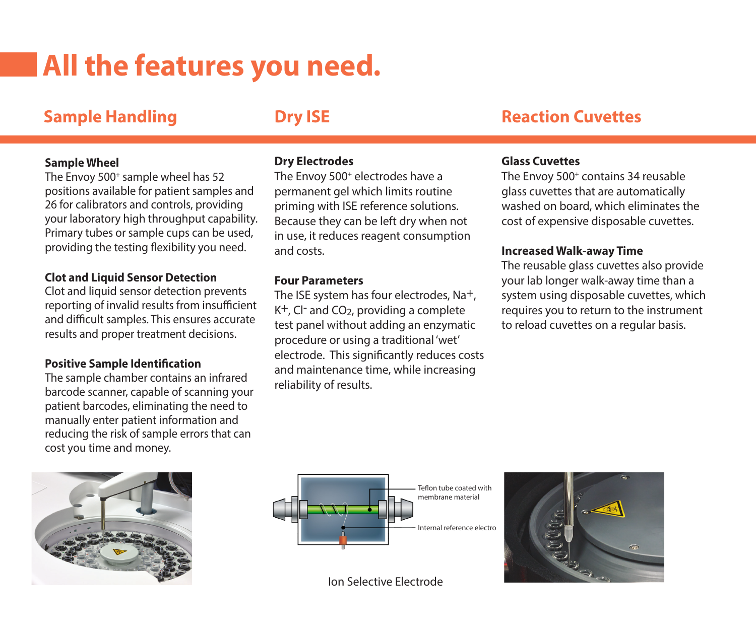# All the features you need.

## Sample Handling

**Sample Wheel**
The Envoy 500+ sample wheel has 52 positions available for patient samples and 26 for calibrators and controls, providing your laboratory high throughput capability. Primary tubes or sample cups can be used, providing the testing flexibility you need.

**Clot and Liquid Sensor Detection**
Clot and liquid sensor detection prevents reporting of invalid results from insufficient and difficult samples. This ensures accurate results and proper treatment decisions.

**Positive Sample Identification**
The sample chamber contains an infrared barcode scanner, capable of scanning your patient barcodes, eliminating the need to manually enter patient information and reducing the risk of sample errors that can cost you time and money.

## Dry ISE

**Dry Electrodes**
The Envoy 500+ electrodes have a permanent gel which limits routine priming with ISE reference solutions. Because they can be left dry when not in use, it reduces reagent consumption and costs.

**Four Parameters**
The ISE system has four electrodes, $Na^+$, $K^+$, $Cl^-$ and $CO_2$, providing a complete test panel without adding an enzymatic procedure or using a traditional 'wet' electrode. This significantly reduces costs and maintenance time, while increasing reliability of results.

Teflon tube coated with membrane material

Internal reference electro

Ion Selective Electrode

## Reaction Cuvettes

**Glass Cuvettes**
The Envoy 500+ contains 34 reusable glass cuvettes that are automatically washed on board, which eliminates the cost of expensive disposable cuvettes.

**Increased Walk-away Time**
The reusable glass cuvettes also provide your lab longer walk-away time than a system using disposable cuvettes, which requires you to return to the instrument to reload cuvettes on a regular basis.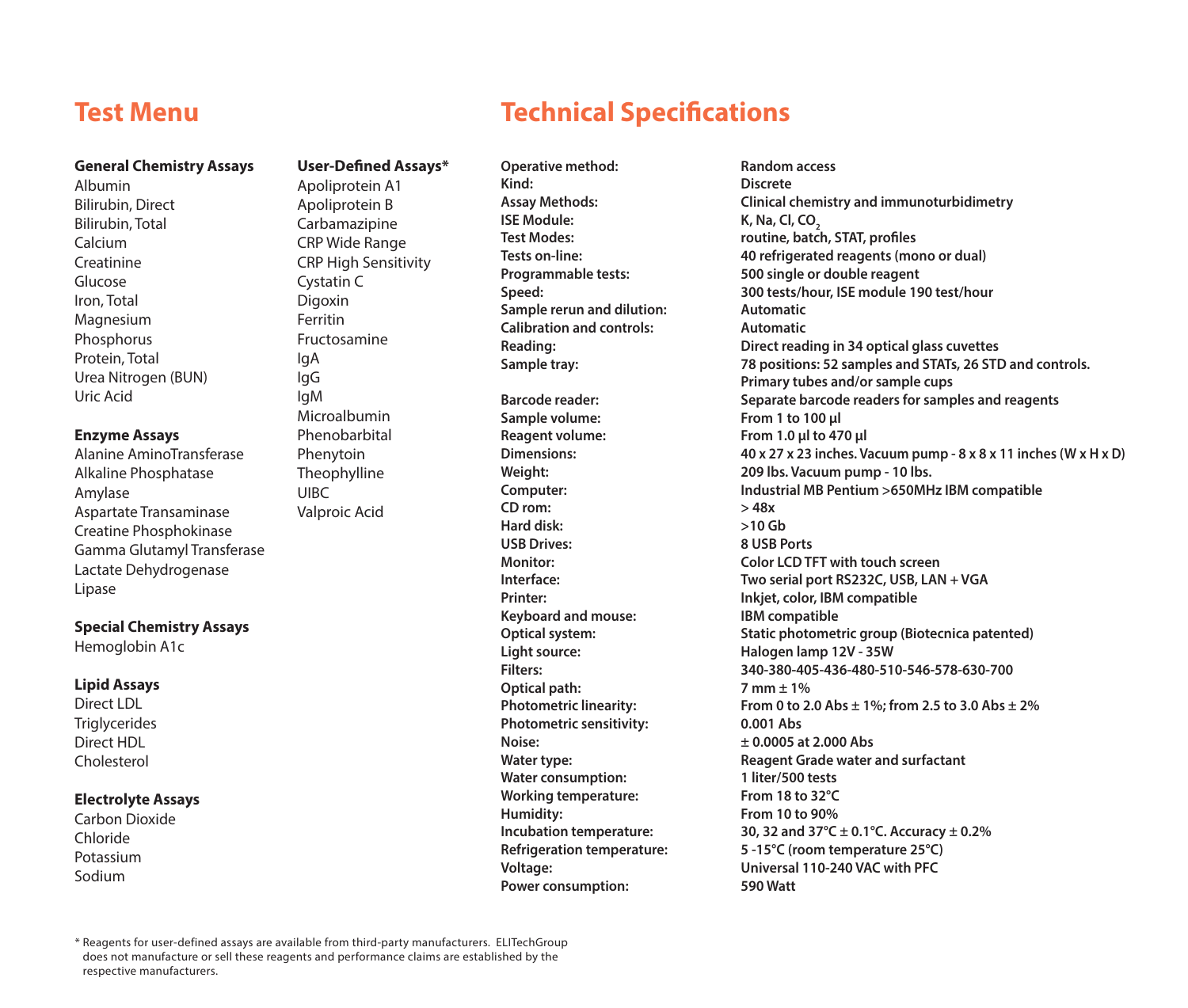## Test Menu

**General Chemistry Assays**

Albumin
Bilirubin, Direct
Bilirubin, Total
Calcium
Creatinine
Glucose
Iron, Total
Magnesium
Phosphorus
Protein, Total
Urea Nitrogen (BUN)
Uric Acid

**Enzyme Assays**

Alanine AminoTransferase
Alkaline Phosphatase
Amylase
Aspartate Transaminase
Creatine Phosphokinase
Gamma Glutamyl Transferase
Lactate Dehydrogenase
Lipase

**Special Chemistry Assays**

Hemoglobin A1c

**Lipid Assays**

Direct LDL
Triglycerides
Direct HDL
Cholesterol

**Electrolyte Assays**

Carbon Dioxide
Chloride
Potassium
Sodium

**User-Defined Assays***

Apoliprotein A1
Apoliprotein B
Carbamazipine
CRP Wide Range
CRP High Sensitivity
Cystatin C
Digoxin
Ferritin
Fructosamine
IgA
IgG
IgM
Microalbumin
Phenobarbital
Phenytoin
Theophylline
UIBC
Valproic Acid

## Technical Specifications

| | |
|---|---|
| **Operative method:** | **Random access** |
| **Kind:** | **Discrete** |
| **Assay Methods:** | **Clinical chemistry and immunoturbidimetry** |
| **ISE Module:** | **K, Na, Cl, $CO_2$** |
| **Test Modes:** | **routine, batch, STAT, profiles** |
| **Tests on-line:** | **40 refrigerated reagents (mono or dual)** |
| **Programmable tests:** | **500 single or double reagent** |
| **Speed:** | **300 tests/hour, ISE module 190 test/hour** |
| **Sample rerun and dilution:** | **Automatic** |
| **Calibration and controls:** | **Automatic** |
| **Reading:** | **Direct reading in 34 optical glass cuvettes** |
| **Sample tray:** | **78 positions: 52 samples and STATs, 26 STD and controls. Primary tubes and/or sample cups** |
| **Barcode reader:** | **Separate barcode readers for samples and reagents** |
| **Sample volume:** | **From 1 to 100 µl** |
| **Reagent volume:** | **From 1.0 µl to 470 µl** |
| **Dimensions:** | **40 x 27 x 23 inches. Vacuum pump - 8 x 8 x 11 inches (W x H x D)** |
| **Weight:** | **209 lbs. Vacuum pump - 10 lbs.** |
| **Computer:** | **Industrial MB Pentium >650MHz IBM compatible** |
| **CD rom:** | **> 48x** |
| **Hard disk:** | **>10 Gb** |
| **USB Drives:** | **8 USB Ports** |
| **Monitor:** | **Color LCD TFT with touch screen** |
| **Interface:** | **Two serial port RS232C, USB, LAN + VGA** |
| **Printer:** | **Inkjet, color, IBM compatible** |
| **Keyboard and mouse:** | **IBM compatible** |
| **Optical system:** | **Static photometric group (Biotecnica patented)** |
| **Light source:** | **Halogen lamp 12V - 35W** |
| **Filters:** | **340-380-405-436-480-510-546-578-630-700** |
| **Optical path:** | **7 mm ± 1%** |
| **Photometric linearity:** | **From 0 to 2.0 Abs ± 1%; from 2.5 to 3.0 Abs ± 2%** |
| **Photometric sensitivity:** | **0.001 Abs** |
| **Noise:** | **± 0.0005 at 2.000 Abs** |
| **Water type:** | **Reagent Grade water and surfactant** |
| **Water consumption:** | **1 liter/500 tests** |
| **Working temperature:** | **From 18 to 32°C** |
| **Humidity:** | **From 10 to 90%** |
| **Incubation temperature:** | **30, 32 and 37°C ± 0.1°C. Accuracy ± 0.2%** |
| **Refrigeration temperature:** | **5 -15°C (room temperature 25°C)** |
| **Voltage:** | **Universal 110-240 VAC with PFC** |
| **Power consumption:** | **590 Watt** |

* Reagents for user-defined assays are available from third-party manufacturers. ELITechGroup does not manufacture or sell these reagents and performance claims are established by the respective manufacturers.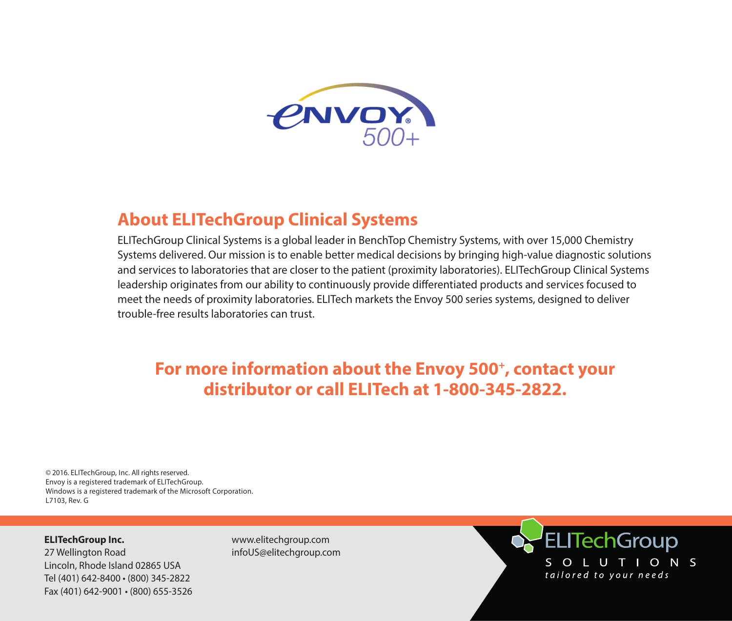Envoy 500+

## About ELITechGroup Clinical Systems

ELITechGroup Clinical Systems is a global leader in BenchTop Chemistry Systems, with over 15,000 Chemistry Systems delivered. Our mission is to enable better medical decisions by bringing high-value diagnostic solutions and services to laboratories that are closer to the patient (proximity laboratories). ELITechGroup Clinical Systems leadership originates from our ability to continuously provide differentiated products and services focused to meet the needs of proximity laboratories. ELITech markets the Envoy 500 series systems, designed to deliver trouble-free results laboratories can trust.

**For more information about the Envoy 500$^{+}$, contact your distributor or call ELITech at 1-800-345-2822.**

© 2016. ELITechGroup, Inc. All rights reserved.
Envoy is a registered trademark of ELITechGroup.
Windows is a registered trademark of the Microsoft Corporation.
L7103, Rev. G

**ELITechGroup Inc.**
27 Wellington Road
Lincoln, Rhode Island 02865 USA
Tel (401) 642-8400 • (800) 345-2822
Fax (401) 642-9001 • (800) 655-3526

www.elitechgroup.com
infoUS@elitechgroup.com

ELITechGroup
SOLUTIONS
*tailored to your needs*